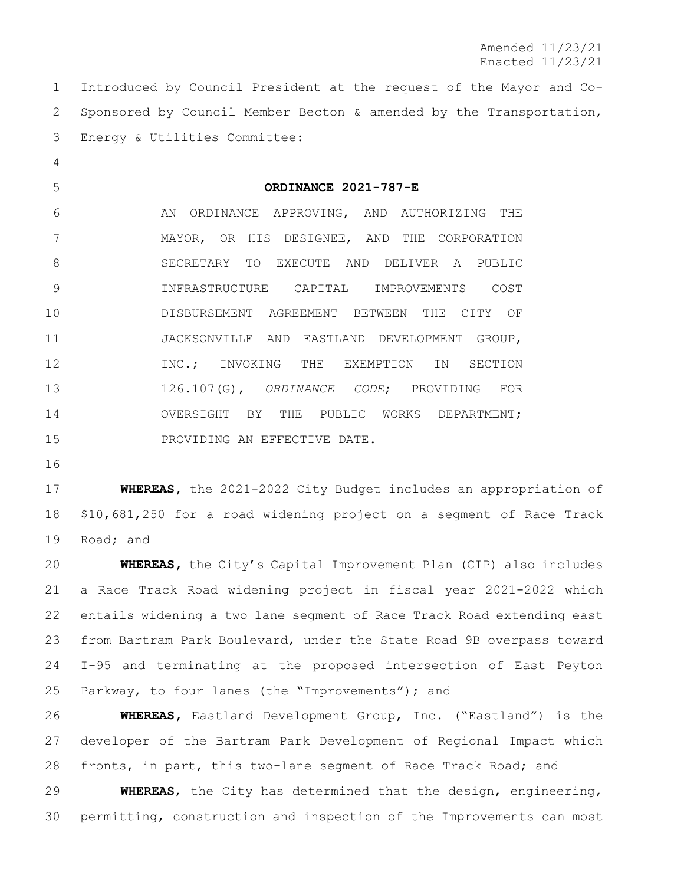Amended 11/23/21
Enacted 11/23/21

Introduced by Council President at the request of the Mayor and Co-Sponsored by Council Member Becton & amended by the Transportation, Energy & Utilities Committee:

**ORDINANCE 2021-787-E**

AN ORDINANCE APPROVING, AND AUTHORIZING THE MAYOR, OR HIS DESIGNEE, AND THE CORPORATION SECRETARY TO EXECUTE AND DELIVER A PUBLIC INFRASTRUCTURE CAPITAL IMPROVEMENTS COST DISBURSEMENT AGREEMENT BETWEEN THE CITY OF JACKSONVILLE AND EASTLAND DEVELOPMENT GROUP, INC.; INVOKING THE EXEMPTION IN SECTION 126.107(G), *ORDINANCE CODE*; PROVIDING FOR OVERSIGHT BY THE PUBLIC WORKS DEPARTMENT; PROVIDING AN EFFECTIVE DATE.

**WHEREAS**, the 2021-2022 City Budget includes an appropriation of $10,681,250 for a road widening project on a segment of Race Track Road; and

**WHEREAS**, the City's Capital Improvement Plan (CIP) also includes a Race Track Road widening project in fiscal year 2021-2022 which entails widening a two lane segment of Race Track Road extending east from Bartram Park Boulevard, under the State Road 9B overpass toward I-95 and terminating at the proposed intersection of East Peyton Parkway, to four lanes (the "Improvements"); and

**WHEREAS**, Eastland Development Group, Inc. ("Eastland") is the developer of the Bartram Park Development of Regional Impact which fronts, in part, this two-lane segment of Race Track Road; and

**WHEREAS**, the City has determined that the design, engineering, permitting, construction and inspection of the Improvements can most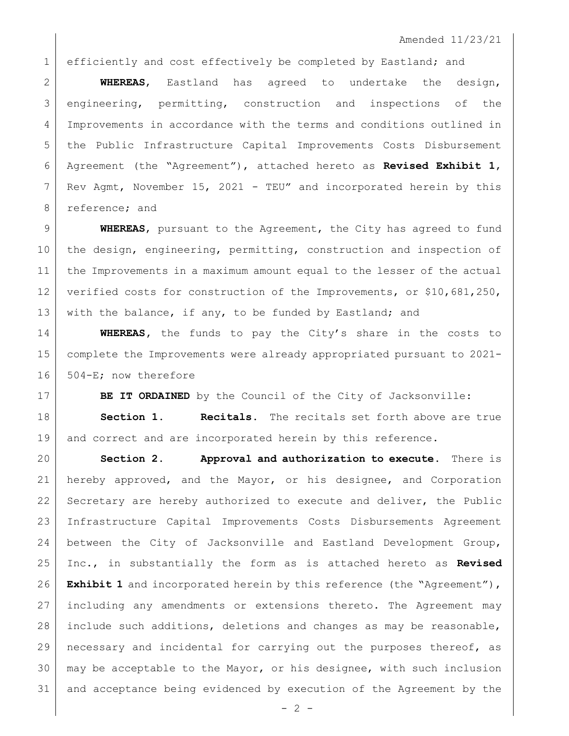Amended 11/23/21

efficiently and cost effectively be completed by Eastland; and

**WHEREAS**, Eastland has agreed to undertake the design, engineering, permitting, construction and inspections of the Improvements in accordance with the terms and conditions outlined in the Public Infrastructure Capital Improvements Costs Disbursement Agreement (the "Agreement"), attached hereto as **Revised Exhibit 1**, Rev Agmt, November 15, 2021 - TEU" and incorporated herein by this reference; and

**WHEREAS**, pursuant to the Agreement, the City has agreed to fund the design, engineering, permitting, construction and inspection of the Improvements in a maximum amount equal to the lesser of the actual verified costs for construction of the Improvements, or $10,681,250, with the balance, if any, to be funded by Eastland; and

**WHEREAS**, the funds to pay the City's share in the costs to complete the Improvements were already appropriated pursuant to 2021-504-E; now therefore

**BE IT ORDAINED** by the Council of the City of Jacksonville:

**Section 1. Recitals.** The recitals set forth above are true and correct and are incorporated herein by this reference.

**Section 2. Approval and authorization to execute.** There is hereby approved, and the Mayor, or his designee, and Corporation Secretary are hereby authorized to execute and deliver, the Public Infrastructure Capital Improvements Costs Disbursements Agreement between the City of Jacksonville and Eastland Development Group, Inc., in substantially the form as is attached hereto as **Revised Exhibit 1** and incorporated herein by this reference (the "Agreement"), including any amendments or extensions thereto. The Agreement may include such additions, deletions and changes as may be reasonable, necessary and incidental for carrying out the purposes thereof, as may be acceptable to the Mayor, or his designee, with such inclusion and acceptance being evidenced by execution of the Agreement by the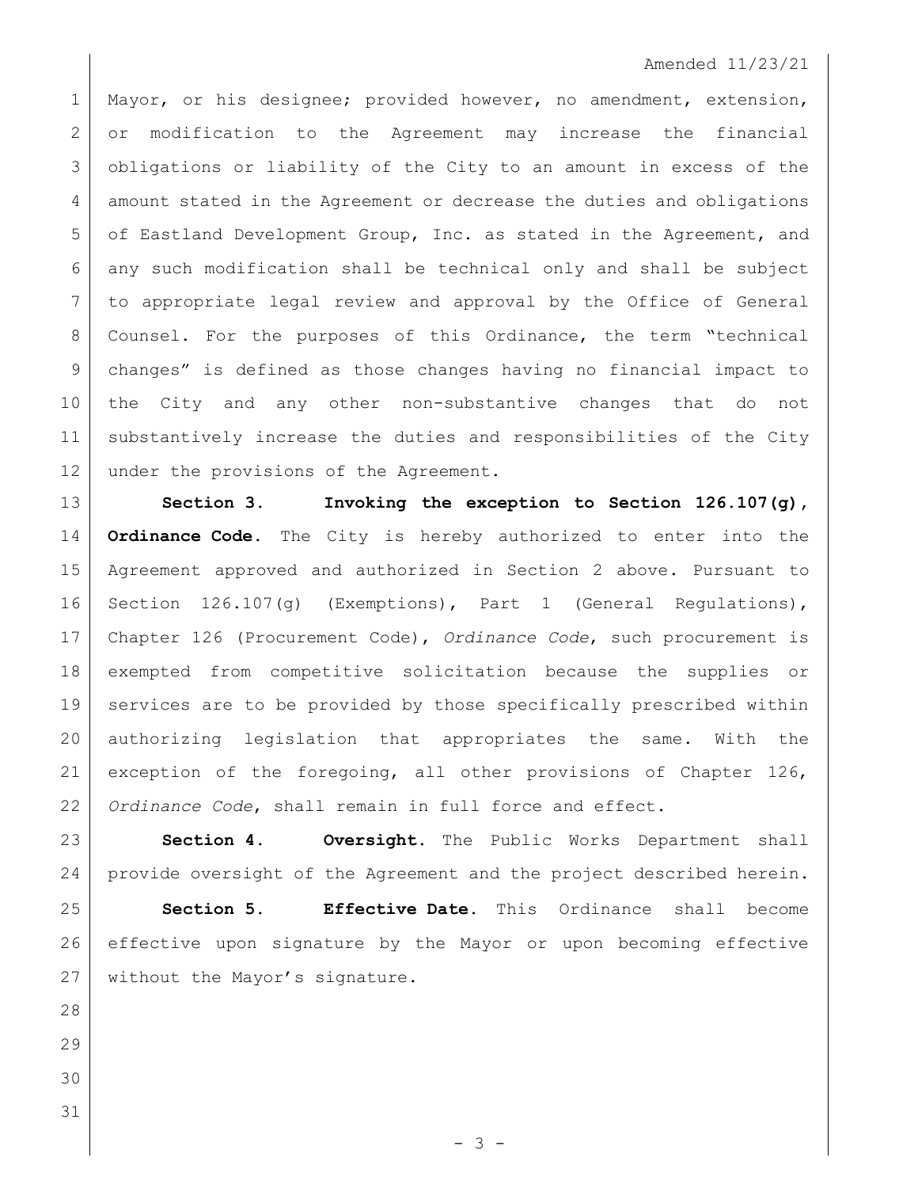Mayor, or his designee; provided however, no amendment, extension, or modification to the Agreement may increase the financial obligations or liability of the City to an amount in excess of the amount stated in the Agreement or decrease the duties and obligations of Eastland Development Group, Inc. as stated in the Agreement, and any such modification shall be technical only and shall be subject to appropriate legal review and approval by the Office of General Counsel. For the purposes of this Ordinance, the term "technical changes" is defined as those changes having no financial impact to the City and any other non-substantive changes that do not substantively increase the duties and responsibilities of the City under the provisions of the Agreement.

**Section 3. Invoking the exception to Section 126.107(g), Ordinance Code.** The City is hereby authorized to enter into the Agreement approved and authorized in Section 2 above. Pursuant to Section 126.107(g) (Exemptions), Part 1 (General Regulations), Chapter 126 (Procurement Code), *Ordinance Code*, such procurement is exempted from competitive solicitation because the supplies or services are to be provided by those specifically prescribed within authorizing legislation that appropriates the same. With the exception of the foregoing, all other provisions of Chapter 126, *Ordinance Code*, shall remain in full force and effect.

**Section 4. Oversight.** The Public Works Department shall provide oversight of the Agreement and the project described herein.

**Section 5. Effective Date.** This Ordinance shall become effective upon signature by the Mayor or upon becoming effective without the Mayor's signature.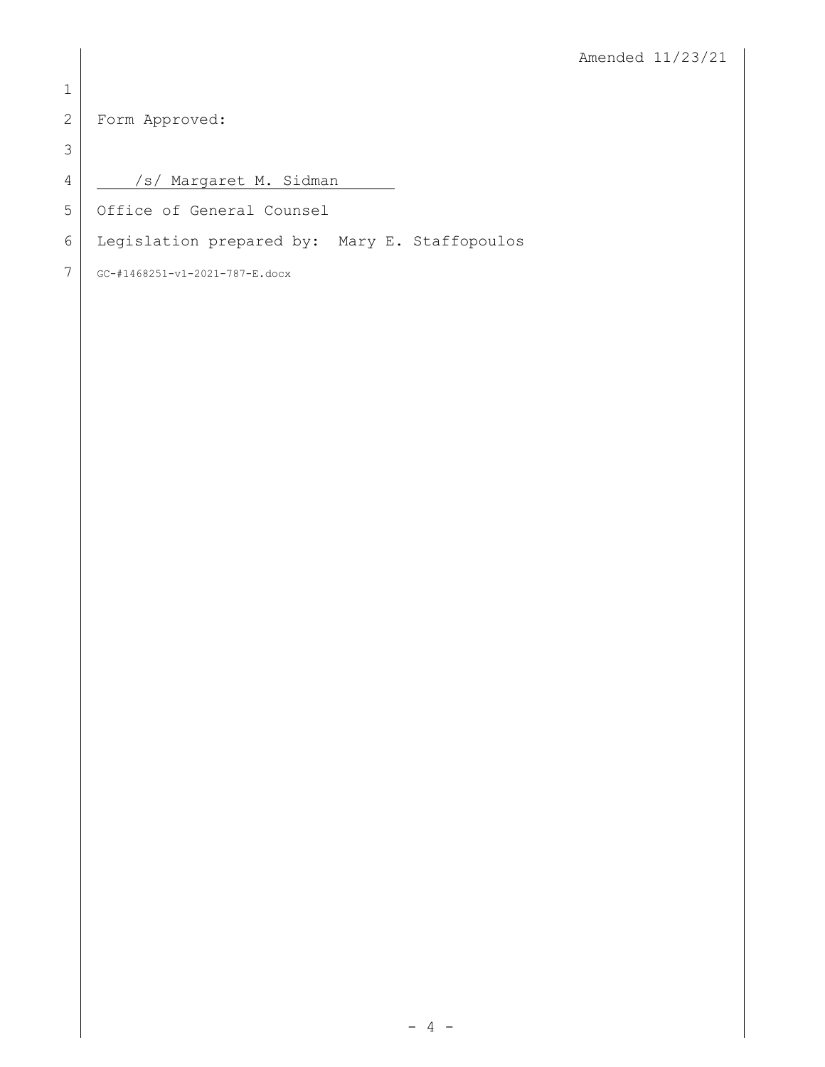Amended 11/23/21

Form Approved:

/s/ Margaret M. Sidman

Office of General Counsel

Legislation prepared by: Mary E. Staffopoulos

GC-#1468251-v1-2021-787-E.docx